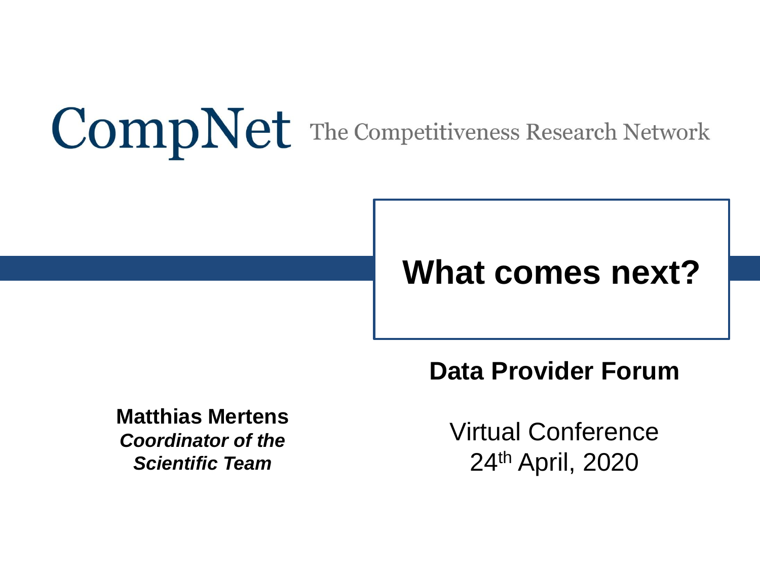CompNet The Competitiveness Research Network

# What comes next?

## Data Provider Forum

**Matthias Mertens**
***Coordinator of the Scientific Team***

Virtual Conference
24th April, 2020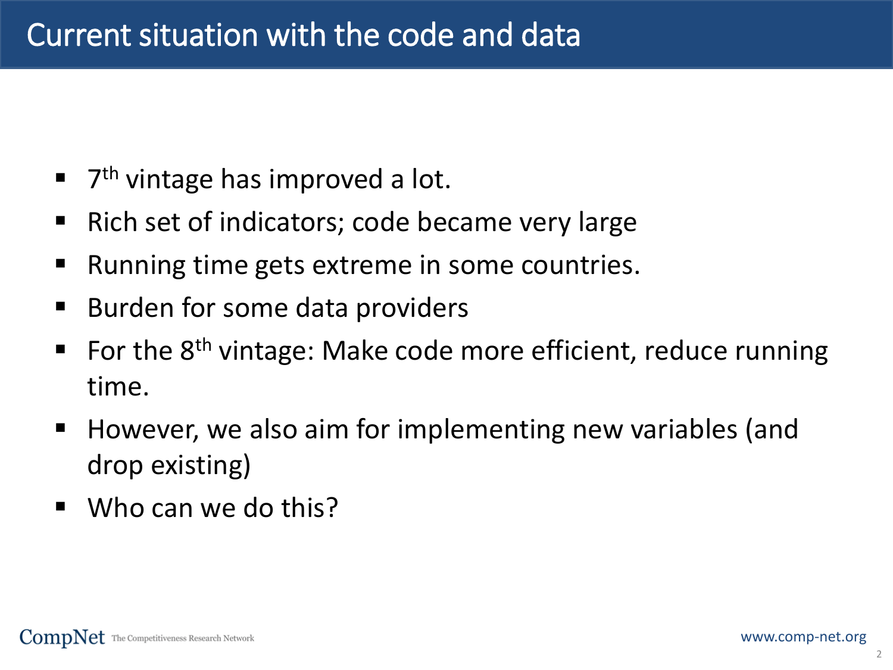# Current situation with the code and data

- 7th vintage has improved a lot.
- Rich set of indicators; code became very large
- Running time gets extreme in some countries.
- Burden for some data providers
- For the 8th vintage: Make code more efficient, reduce running time.
- However, we also aim for implementing new variables (and drop existing)
- Who can we do this?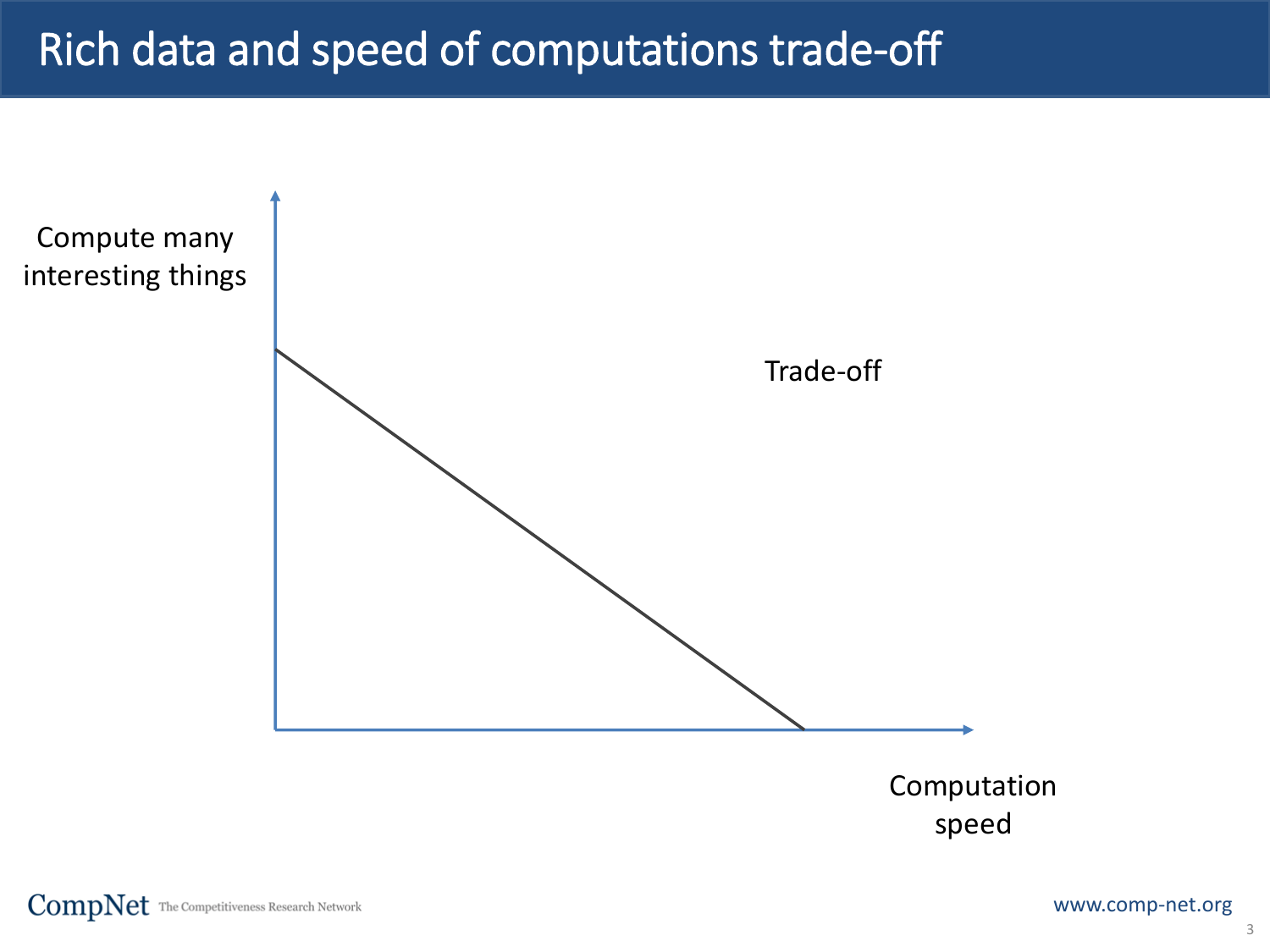# Rich data and speed of computations trade-off

Compute many interesting things

Trade-off

Computation speed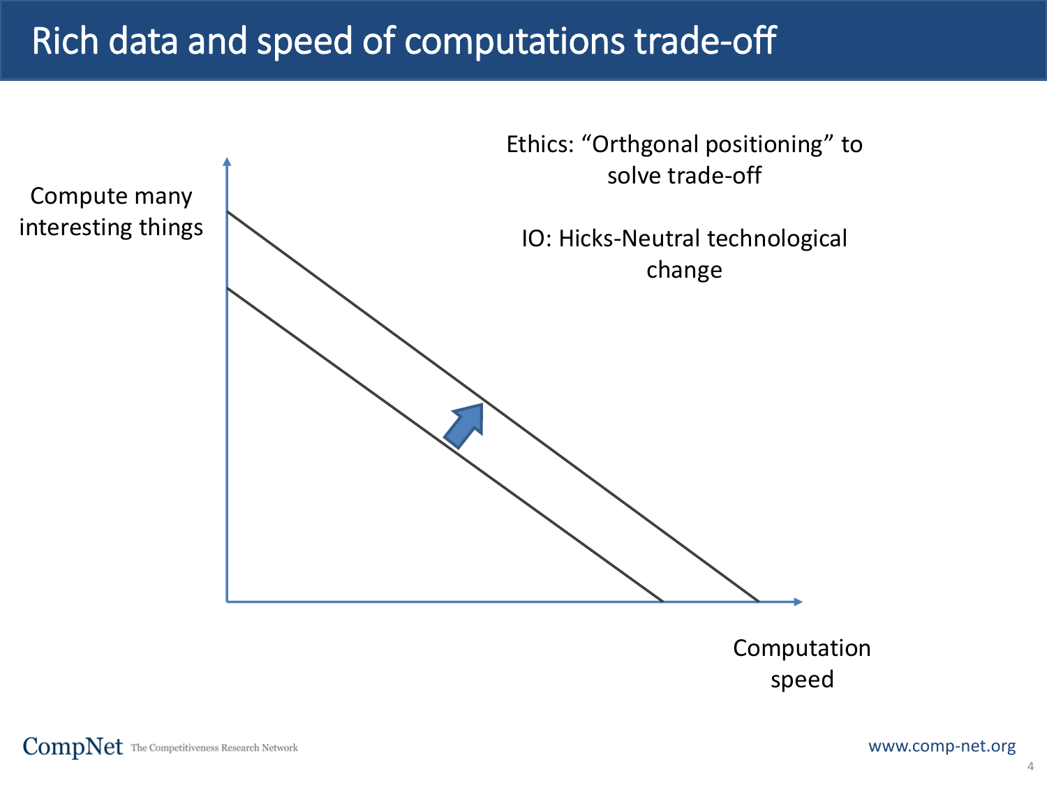# Rich data and speed of computations trade-off

Compute many interesting things

Computation speed

Ethics: “Orthgonal positioning” to solve trade-off

IO: Hicks-Neutral technological change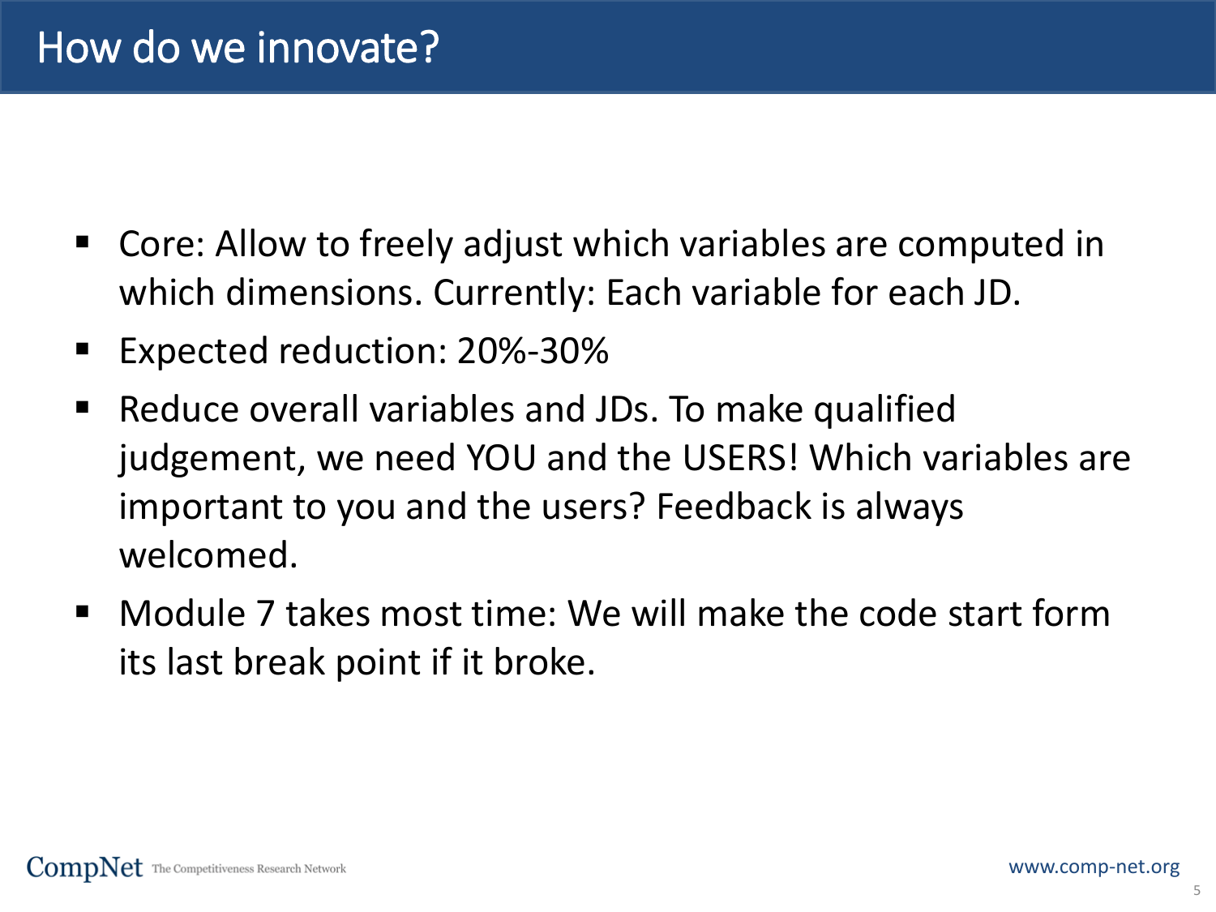# How do we innovate?

- Core: Allow to freely adjust which variables are computed in which dimensions. Currently: Each variable for each JD.
- Expected reduction: 20%-30%
- Reduce overall variables and JDs. To make qualified judgement, we need YOU and the USERS! Which variables are important to you and the users? Feedback is always welcomed.
- Module 7 takes most time: We will make the code start form its last break point if it broke.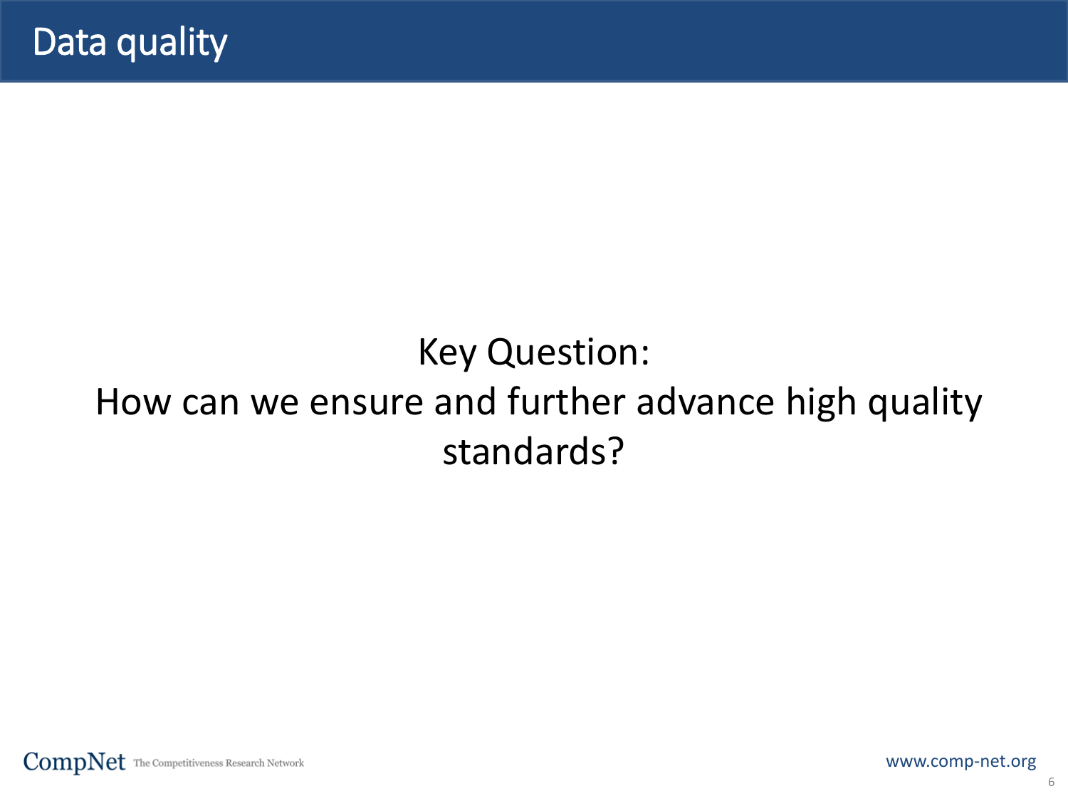# Data quality

Key Question:

How can we ensure and further advance high quality standards?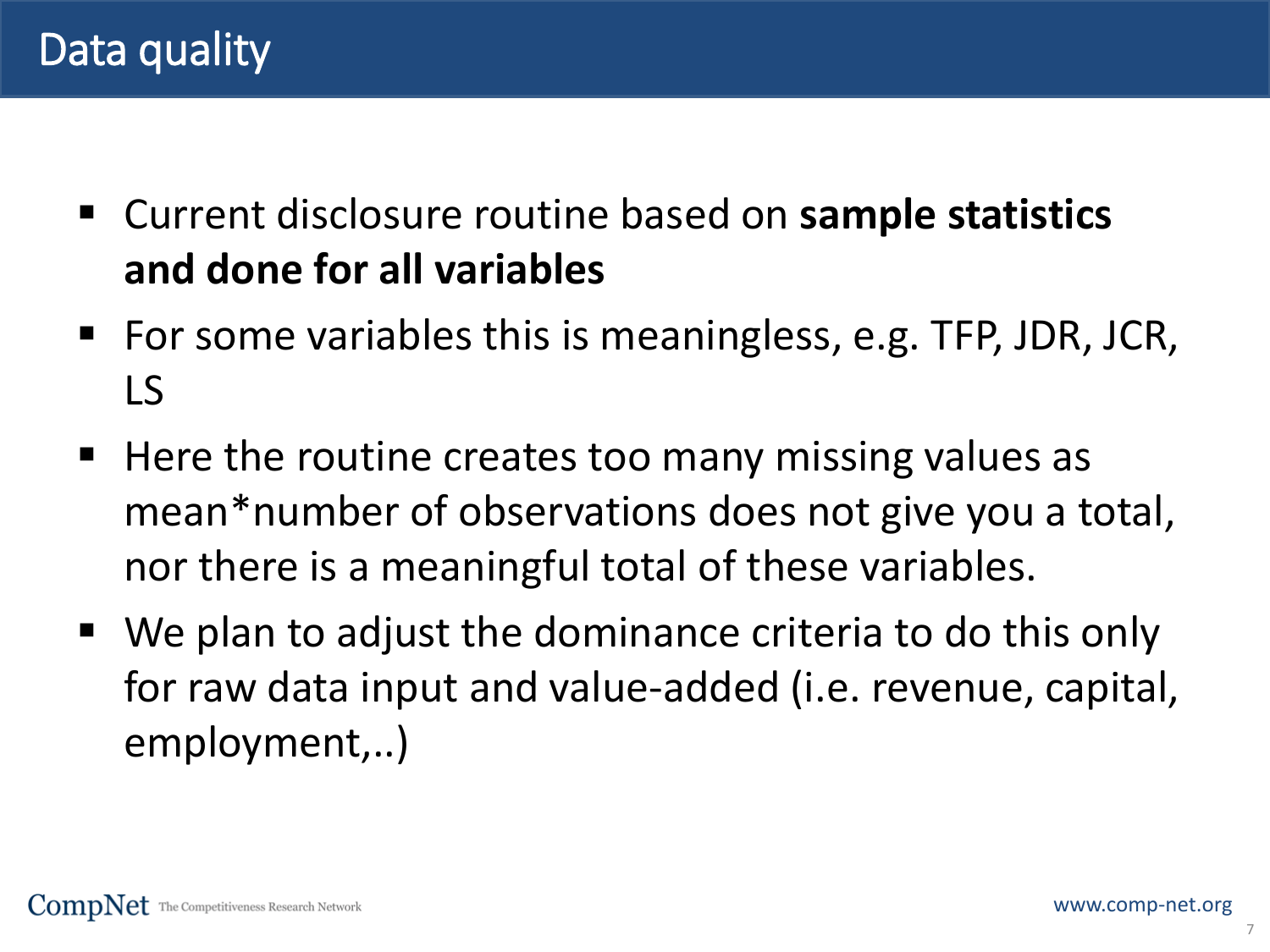# Data quality

- Current disclosure routine based on **sample statistics and done for all variables**
- For some variables this is meaningless, e.g. TFP, JDR, JCR, LS
- Here the routine creates too many missing values as mean*number of observations does not give you a total, nor there is a meaningful total of these variables.
- We plan to adjust the dominance criteria to do this only for raw data input and value-added (i.e. revenue, capital, employment,..)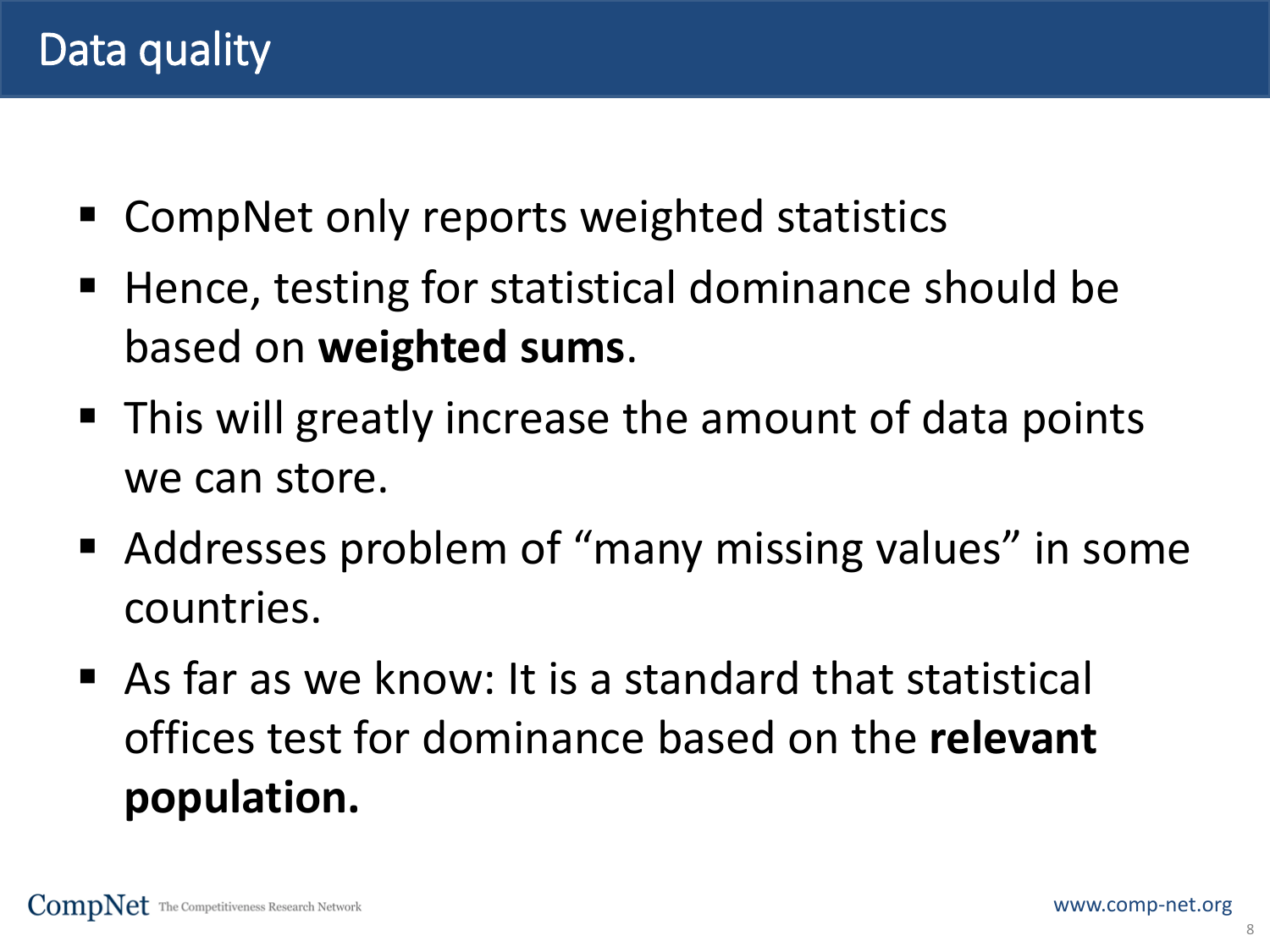# Data quality

- CompNet only reports weighted statistics
- Hence, testing for statistical dominance should be based on **weighted sums**.
- This will greatly increase the amount of data points we can store.
- Addresses problem of "many missing values" in some countries.
- As far as we know: It is a standard that statistical offices test for dominance based on the **relevant population.**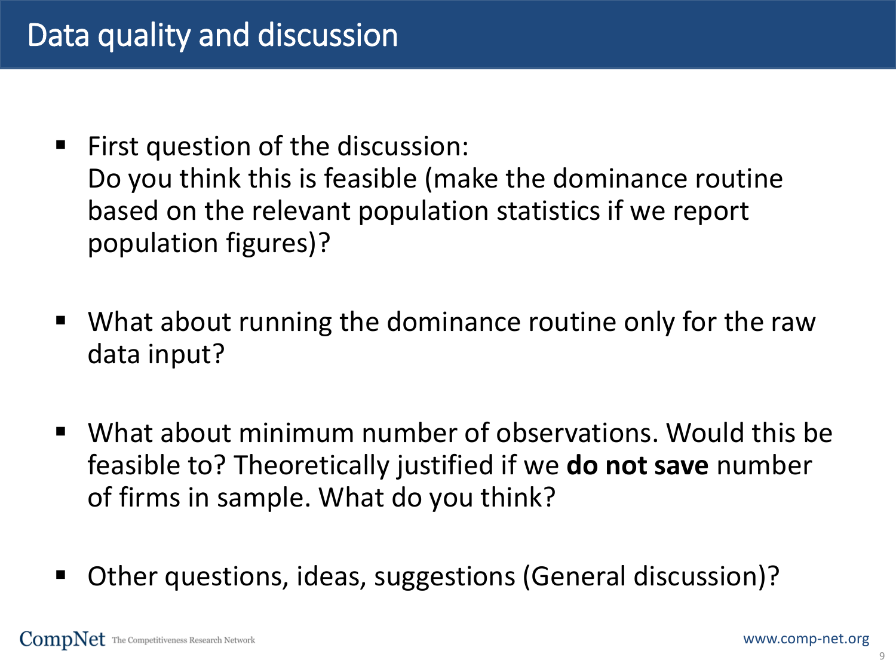# Data quality and discussion

- First question of the discussion:
  Do you think this is feasible (make the dominance routine based on the relevant population statistics if we report population figures)?

- What about running the dominance routine only for the raw data input?

- What about minimum number of observations. Would this be feasible to? Theoretically justified if we **do not save** number of firms in sample. What do you think?

- Other questions, ideas, suggestions (General discussion)?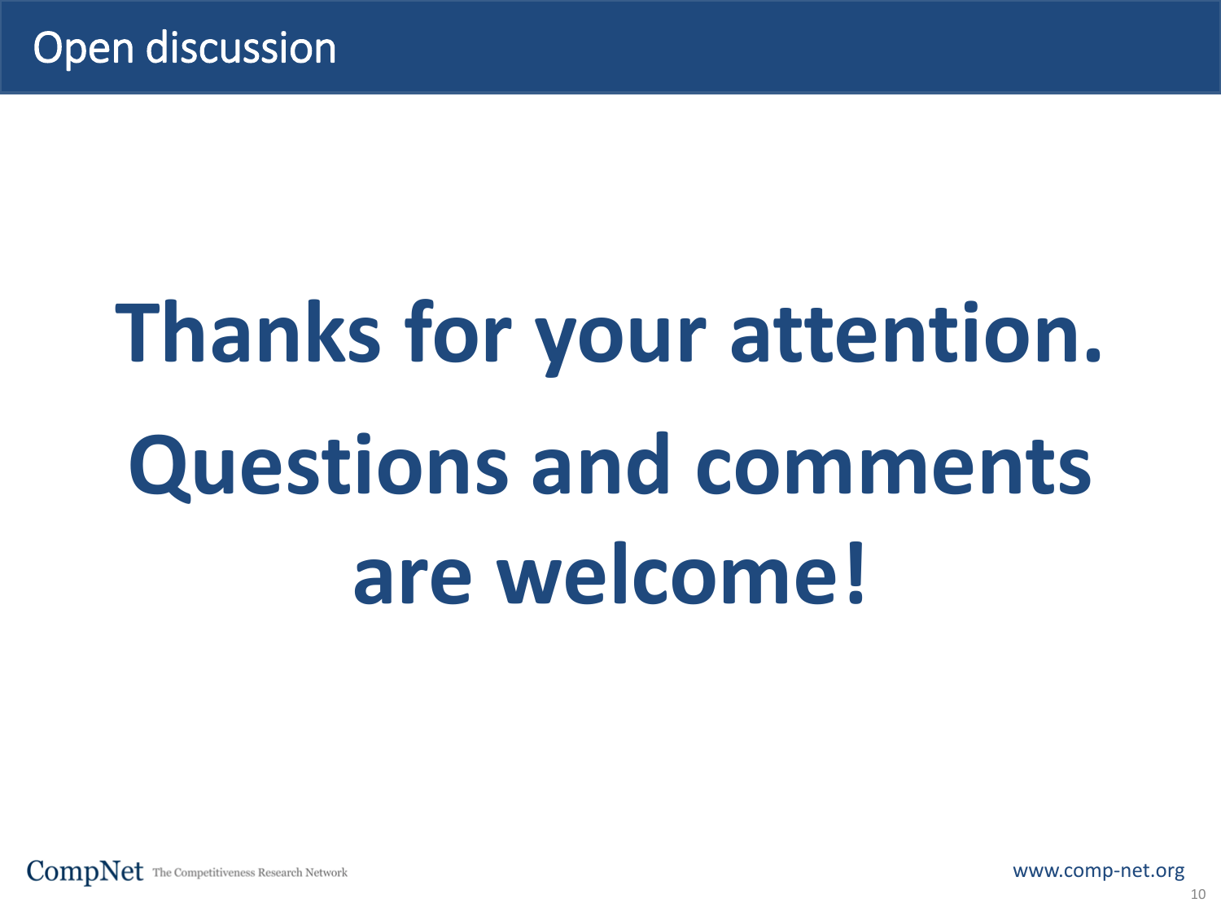# Open discussion

**Thanks for your attention.**

**Questions and comments are welcome!**